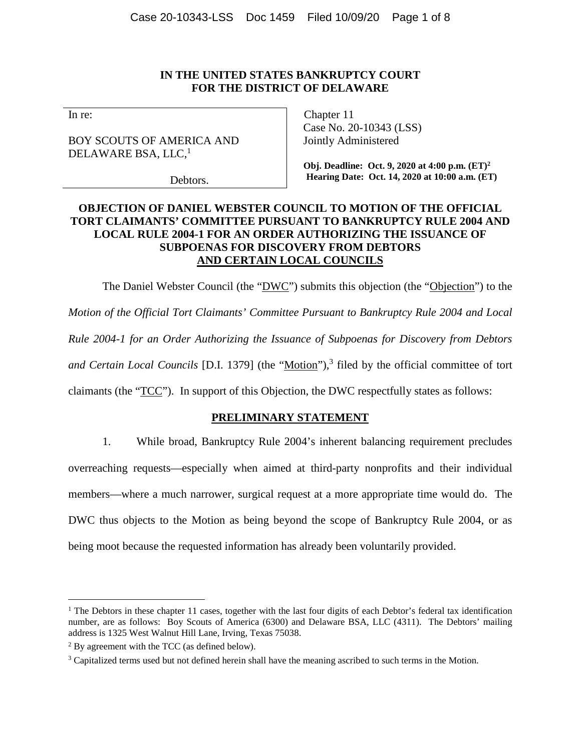**IN THE UNITED STATES BANKRUPTCY COURT**
**FOR THE DISTRICT OF DELAWARE**

| | |
|---|---|
| In re: | Chapter 11 |
| BOY SCOUTS OF AMERICA AND DELAWARE BSA, LLC,[1] | Case No. 20-10343 (LSS) |
| | Jointly Administered |
| Debtors. | **Obj. Deadline: Oct. 9, 2020 at 4:00 p.m. (ET)[2]** |
| | **Hearing Date: Oct. 14, 2020 at 10:00 a.m. (ET)** |

**OBJECTION OF DANIEL WEBSTER COUNCIL TO MOTION OF THE OFFICIAL TORT CLAIMANTS' COMMITTEE PURSUANT TO BANKRUPTCY RULE 2004 AND LOCAL RULE 2004-1 FOR AN ORDER AUTHORIZING THE ISSUANCE OF SUBPOENAS FOR DISCOVERY FROM DEBTORS AND CERTAIN LOCAL COUNCILS**

The Daniel Webster Council (the "DWC") submits this objection (the "Objection") to the *Motion of the Official Tort Claimants' Committee Pursuant to Bankruptcy Rule 2004 and Local Rule 2004-1 for an Order Authorizing the Issuance of Subpoenas for Discovery from Debtors and Certain Local Councils* [D.I. 1379] (the "Motion"),[3] filed by the official committee of tort claimants (the "TCC"). In support of this Objection, the DWC respectfully states as follows:

## PRELIMINARY STATEMENT

1. While broad, Bankruptcy Rule 2004's inherent balancing requirement precludes overreaching requests—especially when aimed at third-party nonprofits and their individual members—where a much narrower, surgical request at a more appropriate time would do. The DWC thus objects to the Motion as being beyond the scope of Bankruptcy Rule 2004, or as being moot because the requested information has already been voluntarily provided.

---

[1] The Debtors in these chapter 11 cases, together with the last four digits of each Debtor's federal tax identification number, are as follows: Boy Scouts of America (6300) and Delaware BSA, LLC (4311). The Debtors' mailing address is 1325 West Walnut Hill Lane, Irving, Texas 75038.

[2] By agreement with the TCC (as defined below).

[3] Capitalized terms used but not defined herein shall have the meaning ascribed to such terms in the Motion.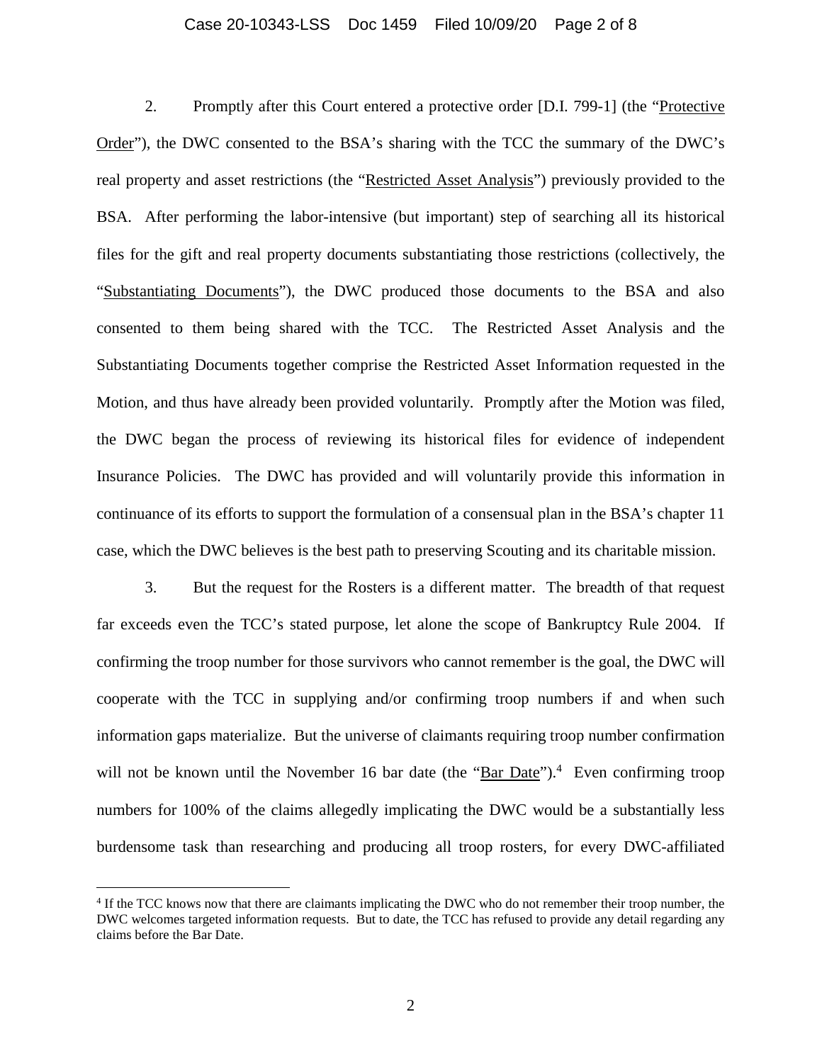2. Promptly after this Court entered a protective order [D.I. 799-1] (the "Protective Order"), the DWC consented to the BSA's sharing with the TCC the summary of the DWC's real property and asset restrictions (the "Restricted Asset Analysis") previously provided to the BSA. After performing the labor-intensive (but important) step of searching all its historical files for the gift and real property documents substantiating those restrictions (collectively, the "Substantiating Documents"), the DWC produced those documents to the BSA and also consented to them being shared with the TCC. The Restricted Asset Analysis and the Substantiating Documents together comprise the Restricted Asset Information requested in the Motion, and thus have already been provided voluntarily. Promptly after the Motion was filed, the DWC began the process of reviewing its historical files for evidence of independent Insurance Policies. The DWC has provided and will voluntarily provide this information in continuance of its efforts to support the formulation of a consensual plan in the BSA's chapter 11 case, which the DWC believes is the best path to preserving Scouting and its charitable mission.

3. But the request for the Rosters is a different matter. The breadth of that request far exceeds even the TCC's stated purpose, let alone the scope of Bankruptcy Rule 2004. If confirming the troop number for those survivors who cannot remember is the goal, the DWC will cooperate with the TCC in supplying and/or confirming troop numbers if and when such information gaps materialize. But the universe of claimants requiring troop number confirmation will not be known until the November 16 bar date (the "Bar Date").[4] Even confirming troop numbers for 100% of the claims allegedly implicating the DWC would be a substantially less burdensome task than researching and producing all troop rosters, for every DWC-affiliated

[4] If the TCC knows now that there are claimants implicating the DWC who do not remember their troop number, the DWC welcomes targeted information requests. But to date, the TCC has refused to provide any detail regarding any claims before the Bar Date.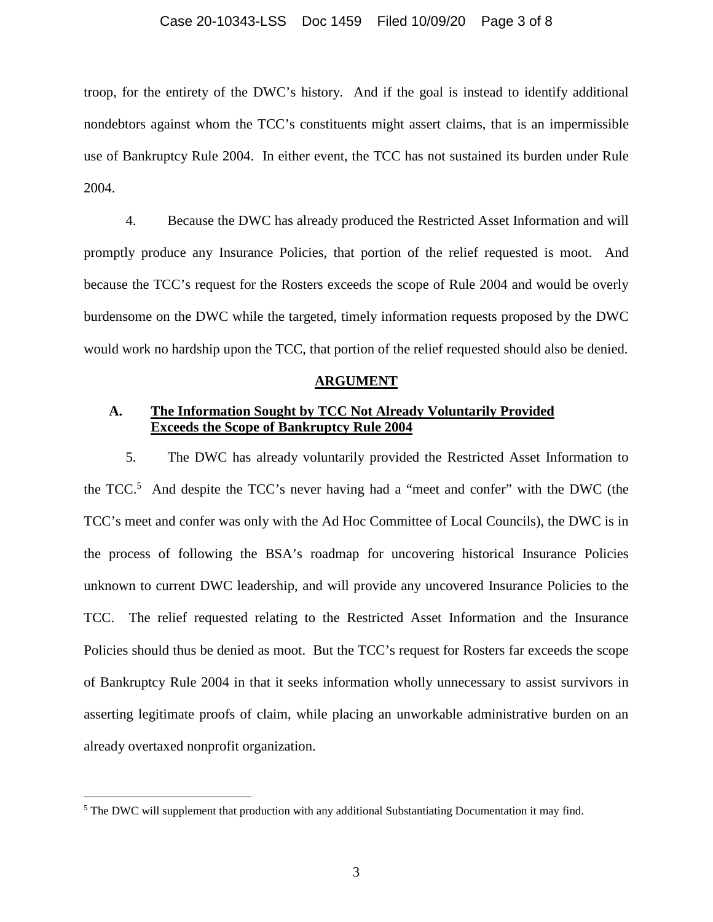troop, for the entirety of the DWC's history. And if the goal is instead to identify additional nondebtors against whom the TCC's constituents might assert claims, that is an impermissible use of Bankruptcy Rule 2004. In either event, the TCC has not sustained its burden under Rule 2004.

4. Because the DWC has already produced the Restricted Asset Information and will promptly produce any Insurance Policies, that portion of the relief requested is moot. And because the TCC's request for the Rosters exceeds the scope of Rule 2004 and would be overly burdensome on the DWC while the targeted, timely information requests proposed by the DWC would work no hardship upon the TCC, that portion of the relief requested should also be denied.

## ARGUMENT

### A. The Information Sought by TCC Not Already Voluntarily Provided Exceeds the Scope of Bankruptcy Rule 2004

5. The DWC has already voluntarily provided the Restricted Asset Information to the TCC.[5] And despite the TCC's never having had a "meet and confer" with the DWC (the TCC's meet and confer was only with the Ad Hoc Committee of Local Councils), the DWC is in the process of following the BSA's roadmap for uncovering historical Insurance Policies unknown to current DWC leadership, and will provide any uncovered Insurance Policies to the TCC. The relief requested relating to the Restricted Asset Information and the Insurance Policies should thus be denied as moot. But the TCC's request for Rosters far exceeds the scope of Bankruptcy Rule 2004 in that it seeks information wholly unnecessary to assist survivors in asserting legitimate proofs of claim, while placing an unworkable administrative burden on an already overtaxed nonprofit organization.

[5] The DWC will supplement that production with any additional Substantiating Documentation it may find.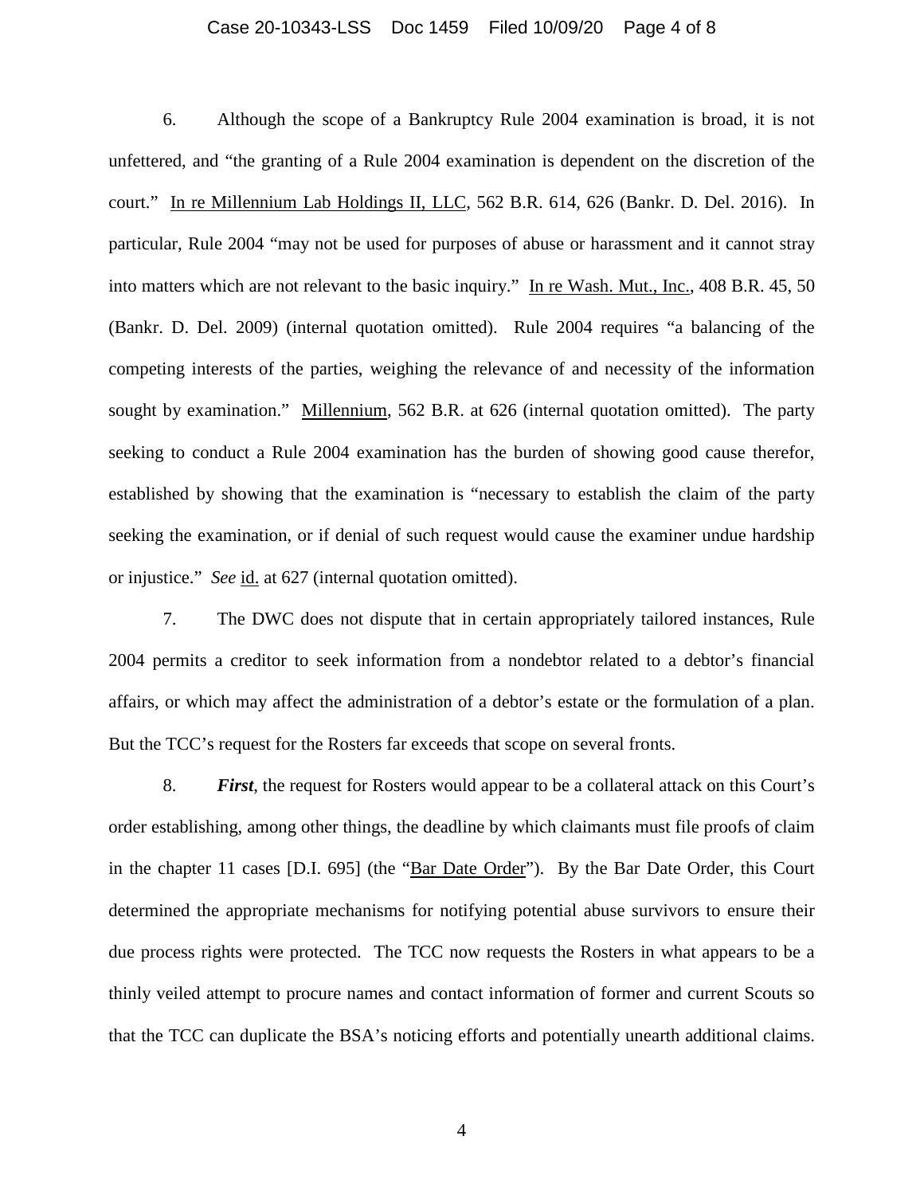6. Although the scope of a Bankruptcy Rule 2004 examination is broad, it is not unfettered, and "the granting of a Rule 2004 examination is dependent on the discretion of the court." In re Millennium Lab Holdings II, LLC, 562 B.R. 614, 626 (Bankr. D. Del. 2016). In particular, Rule 2004 "may not be used for purposes of abuse or harassment and it cannot stray into matters which are not relevant to the basic inquiry." In re Wash. Mut., Inc., 408 B.R. 45, 50 (Bankr. D. Del. 2009) (internal quotation omitted). Rule 2004 requires "a balancing of the competing interests of the parties, weighing the relevance of and necessity of the information sought by examination." Millennium, 562 B.R. at 626 (internal quotation omitted). The party seeking to conduct a Rule 2004 examination has the burden of showing good cause therefor, established by showing that the examination is "necessary to establish the claim of the party seeking the examination, or if denial of such request would cause the examiner undue hardship or injustice." *See* id. at 627 (internal quotation omitted).

7. The DWC does not dispute that in certain appropriately tailored instances, Rule 2004 permits a creditor to seek information from a nondebtor related to a debtor's financial affairs, or which may affect the administration of a debtor's estate or the formulation of a plan. But the TCC's request for the Rosters far exceeds that scope on several fronts.

8. ***First***, the request for Rosters would appear to be a collateral attack on this Court's order establishing, among other things, the deadline by which claimants must file proofs of claim in the chapter 11 cases [D.I. 695] (the "Bar Date Order"). By the Bar Date Order, this Court determined the appropriate mechanisms for notifying potential abuse survivors to ensure their due process rights were protected. The TCC now requests the Rosters in what appears to be a thinly veiled attempt to procure names and contact information of former and current Scouts so that the TCC can duplicate the BSA's noticing efforts and potentially unearth additional claims.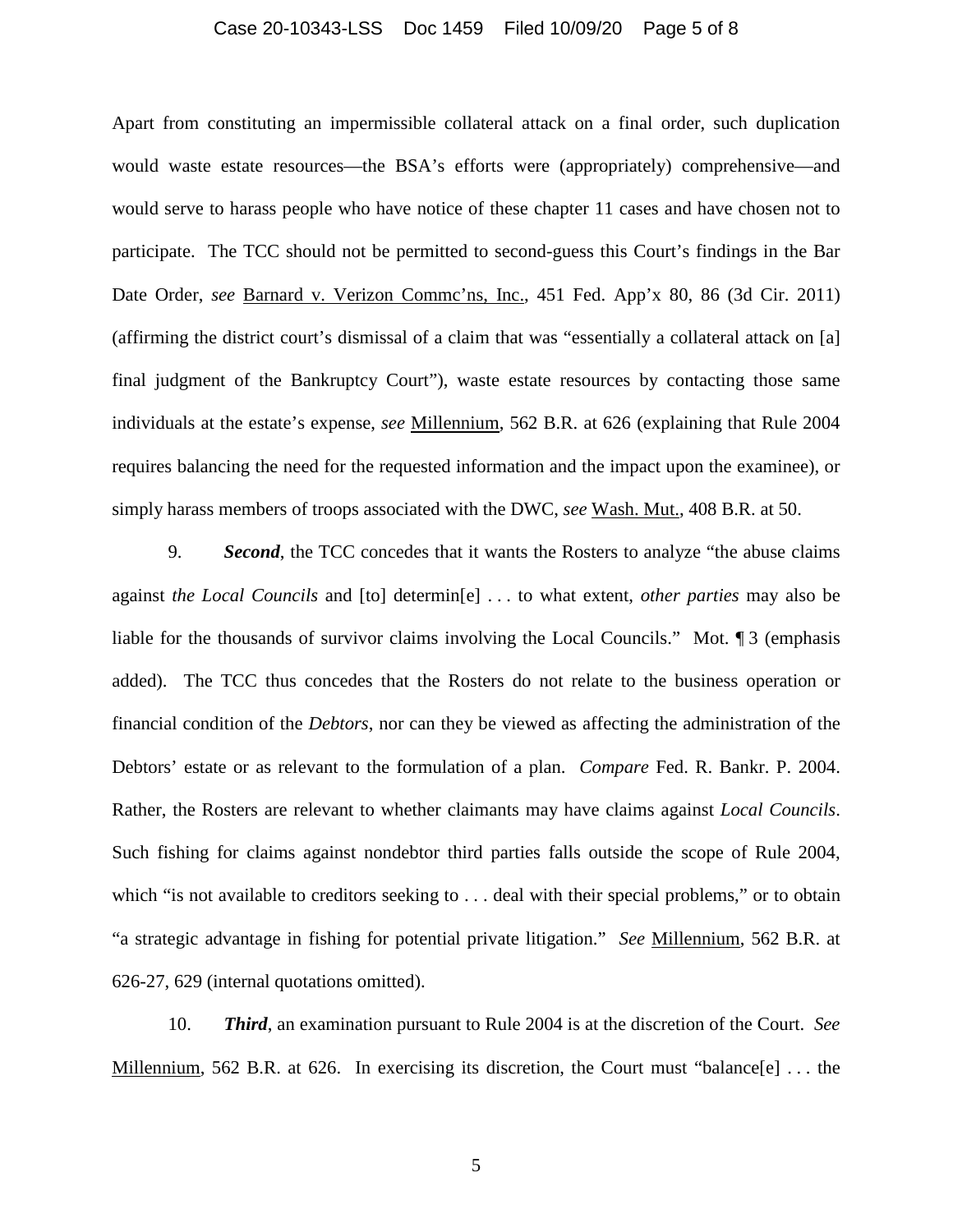Apart from constituting an impermissible collateral attack on a final order, such duplication would waste estate resources—the BSA's efforts were (appropriately) comprehensive—and would serve to harass people who have notice of these chapter 11 cases and have chosen not to participate. The TCC should not be permitted to second-guess this Court's findings in the Bar Date Order, *see* Barnard v. Verizon Commc'ns, Inc., 451 Fed. App'x 80, 86 (3d Cir. 2011) (affirming the district court's dismissal of a claim that was "essentially a collateral attack on [a] final judgment of the Bankruptcy Court"), waste estate resources by contacting those same individuals at the estate's expense, *see* Millennium, 562 B.R. at 626 (explaining that Rule 2004 requires balancing the need for the requested information and the impact upon the examinee), or simply harass members of troops associated with the DWC, *see* Wash. Mut., 408 B.R. at 50.

9. ***Second***, the TCC concedes that it wants the Rosters to analyze "the abuse claims against *the Local Councils* and [to] determin[e] . . . to what extent, *other parties* may also be liable for the thousands of survivor claims involving the Local Councils." Mot. ¶ 3 (emphasis added). The TCC thus concedes that the Rosters do not relate to the business operation or financial condition of the *Debtors*, nor can they be viewed as affecting the administration of the Debtors' estate or as relevant to the formulation of a plan. *Compare* Fed. R. Bankr. P. 2004. Rather, the Rosters are relevant to whether claimants may have claims against *Local Councils*. Such fishing for claims against nondebtor third parties falls outside the scope of Rule 2004, which "is not available to creditors seeking to . . . deal with their special problems," or to obtain "a strategic advantage in fishing for potential private litigation." *See* Millennium, 562 B.R. at 626-27, 629 (internal quotations omitted).

10. ***Third***, an examination pursuant to Rule 2004 is at the discretion of the Court. *See* Millennium, 562 B.R. at 626. In exercising its discretion, the Court must "balance[e] . . . the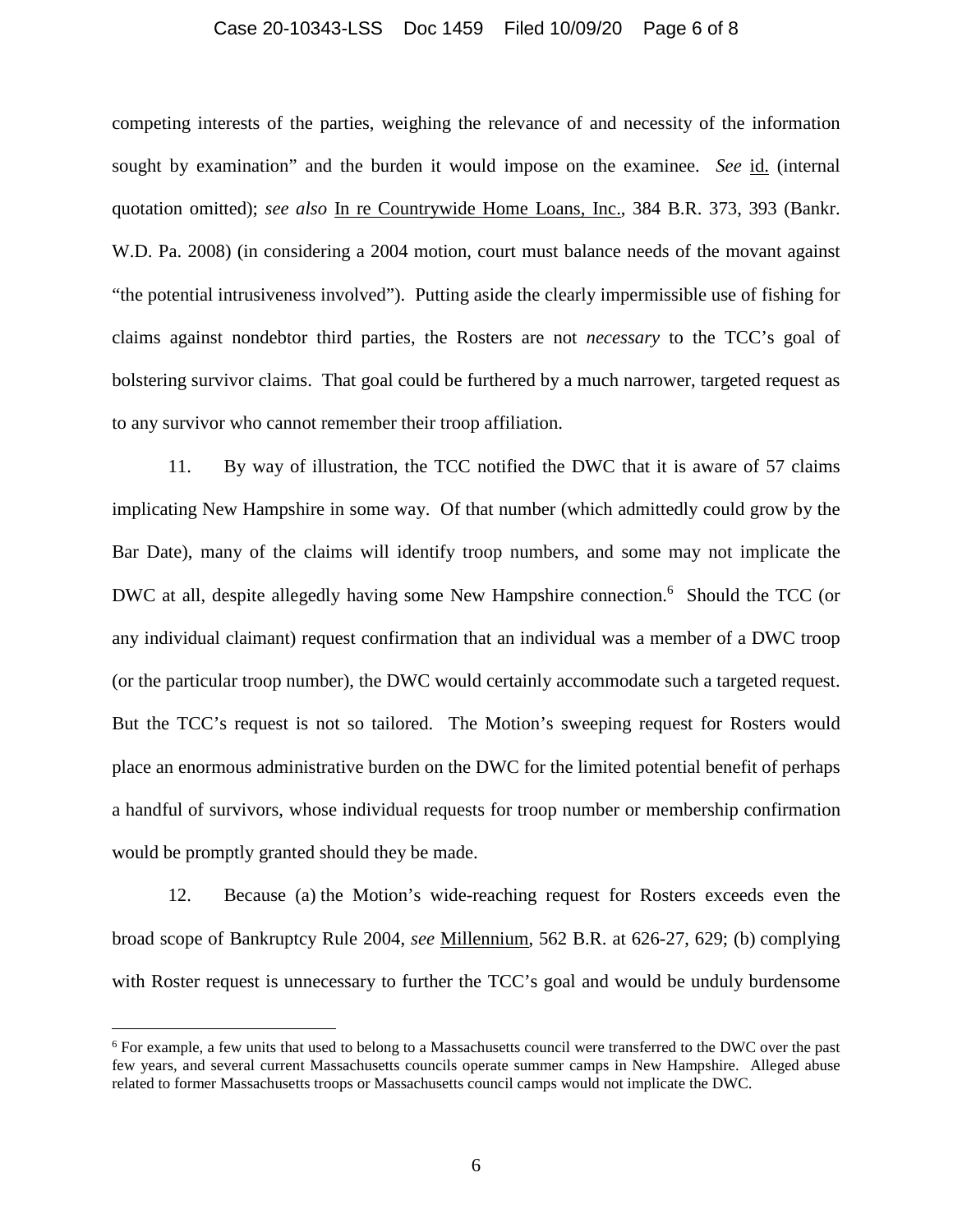competing interests of the parties, weighing the relevance of and necessity of the information sought by examination" and the burden it would impose on the examinee. *See* id. (internal quotation omitted); *see also* In re Countrywide Home Loans, Inc., 384 B.R. 373, 393 (Bankr. W.D. Pa. 2008) (in considering a 2004 motion, court must balance needs of the movant against "the potential intrusiveness involved"). Putting aside the clearly impermissible use of fishing for claims against nondebtor third parties, the Rosters are not *necessary* to the TCC's goal of bolstering survivor claims. That goal could be furthered by a much narrower, targeted request as to any survivor who cannot remember their troop affiliation.

11. By way of illustration, the TCC notified the DWC that it is aware of 57 claims implicating New Hampshire in some way. Of that number (which admittedly could grow by the Bar Date), many of the claims will identify troop numbers, and some may not implicate the DWC at all, despite allegedly having some New Hampshire connection.[6] Should the TCC (or any individual claimant) request confirmation that an individual was a member of a DWC troop (or the particular troop number), the DWC would certainly accommodate such a targeted request. But the TCC's request is not so tailored. The Motion's sweeping request for Rosters would place an enormous administrative burden on the DWC for the limited potential benefit of perhaps a handful of survivors, whose individual requests for troop number or membership confirmation would be promptly granted should they be made.

12. Because (a) the Motion's wide-reaching request for Rosters exceeds even the broad scope of Bankruptcy Rule 2004, *see* Millennium, 562 B.R. at 626-27, 629; (b) complying with Roster request is unnecessary to further the TCC's goal and would be unduly burdensome

[6] For example, a few units that used to belong to a Massachusetts council were transferred to the DWC over the past few years, and several current Massachusetts councils operate summer camps in New Hampshire. Alleged abuse related to former Massachusetts troops or Massachusetts council camps would not implicate the DWC.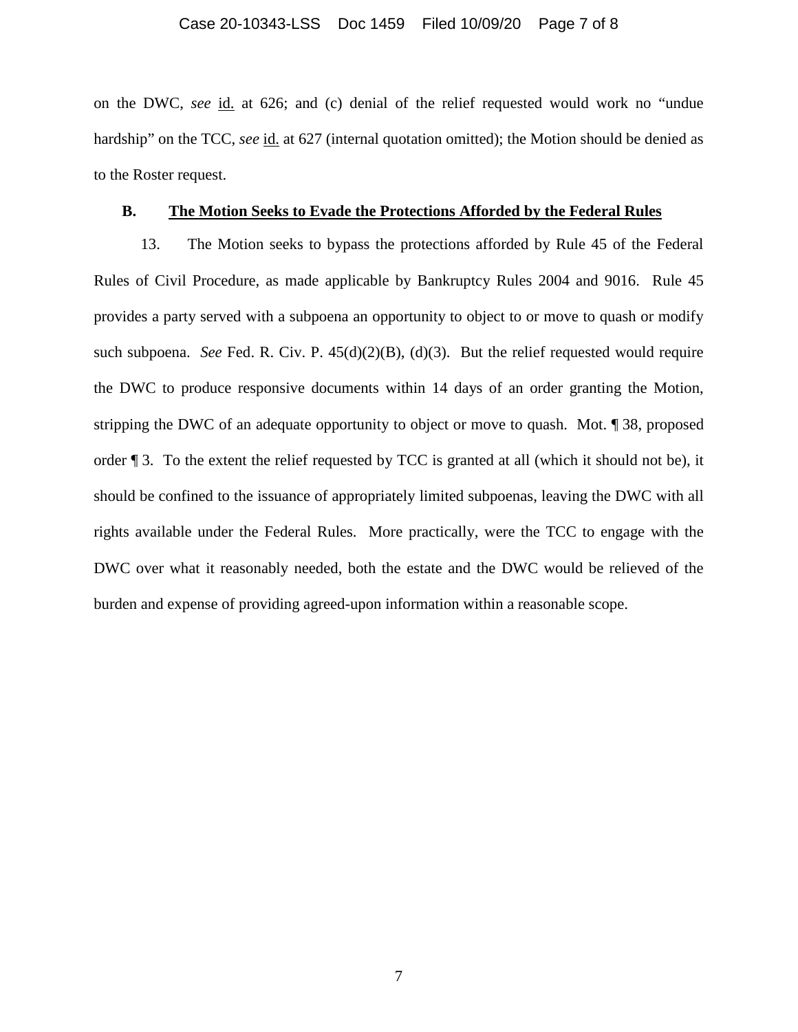on the DWC, *see* id. at 626; and (c) denial of the relief requested would work no "undue hardship" on the TCC, *see* id. at 627 (internal quotation omitted); the Motion should be denied as to the Roster request.

### B. The Motion Seeks to Evade the Protections Afforded by the Federal Rules

13. The Motion seeks to bypass the protections afforded by Rule 45 of the Federal Rules of Civil Procedure, as made applicable by Bankruptcy Rules 2004 and 9016. Rule 45 provides a party served with a subpoena an opportunity to object to or move to quash or modify such subpoena. *See* Fed. R. Civ. P. 45(d)(2)(B), (d)(3). But the relief requested would require the DWC to produce responsive documents within 14 days of an order granting the Motion, stripping the DWC of an adequate opportunity to object or move to quash. Mot. ¶ 38, proposed order ¶ 3. To the extent the relief requested by TCC is granted at all (which it should not be), it should be confined to the issuance of appropriately limited subpoenas, leaving the DWC with all rights available under the Federal Rules. More practically, were the TCC to engage with the DWC over what it reasonably needed, both the estate and the DWC would be relieved of the burden and expense of providing agreed-upon information within a reasonable scope.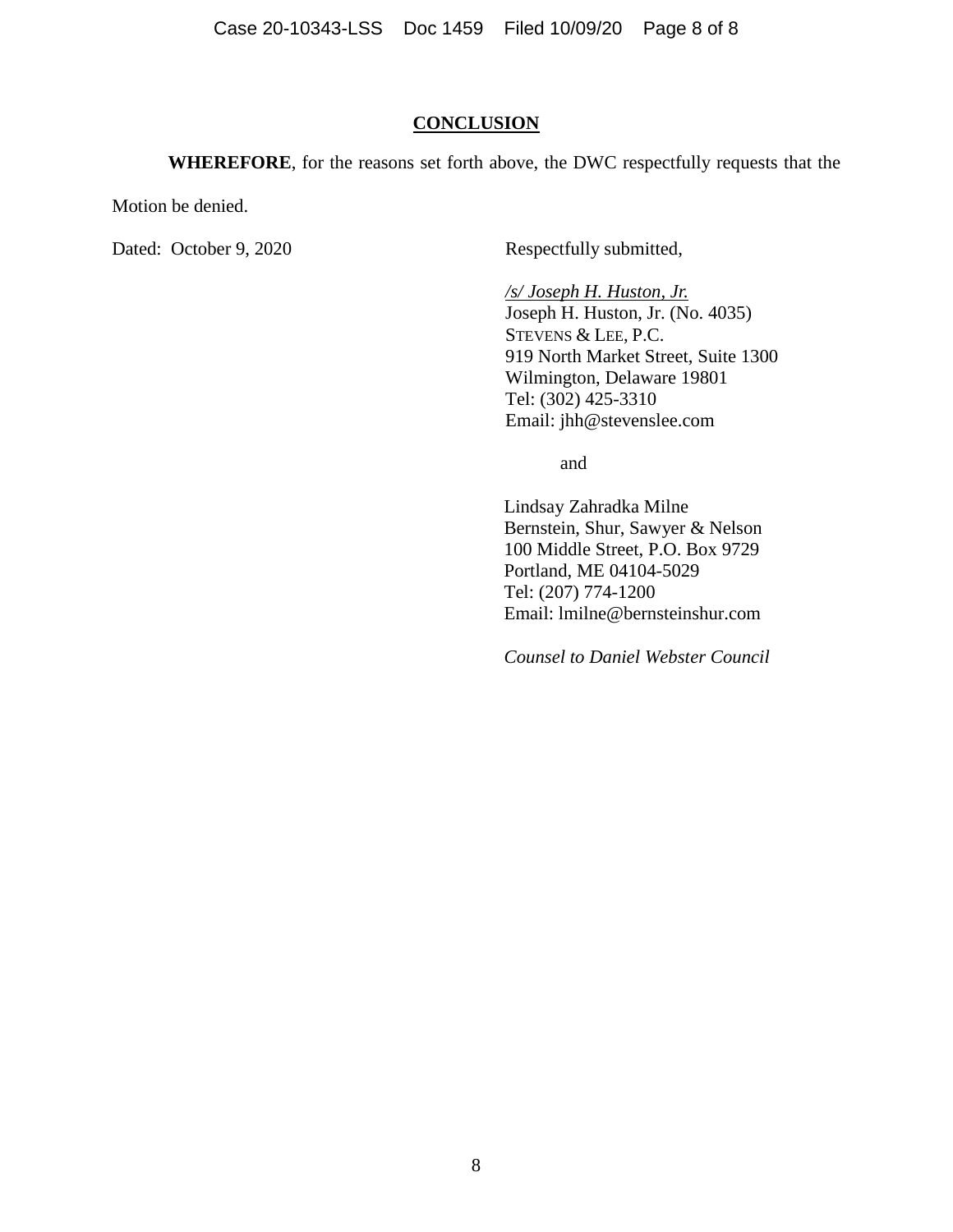## CONCLUSION

**WHEREFORE**, for the reasons set forth above, the DWC respectfully requests that the Motion be denied.

Dated: October 9, 2020

Respectfully submitted,

*/s/ Joseph H. Huston, Jr.*
Joseph H. Huston, Jr. (No. 4035)
STEVENS & LEE, P.C.
919 North Market Street, Suite 1300
Wilmington, Delaware 19801
Tel: (302) 425-3310
Email: jhh@stevenslee.com

and

Lindsay Zahradka Milne
Bernstein, Shur, Sawyer & Nelson
100 Middle Street, P.O. Box 9729
Portland, ME 04104-5029
Tel: (207) 774-1200
Email: lmilne@bernsteinshur.com

*Counsel to Daniel Webster Council*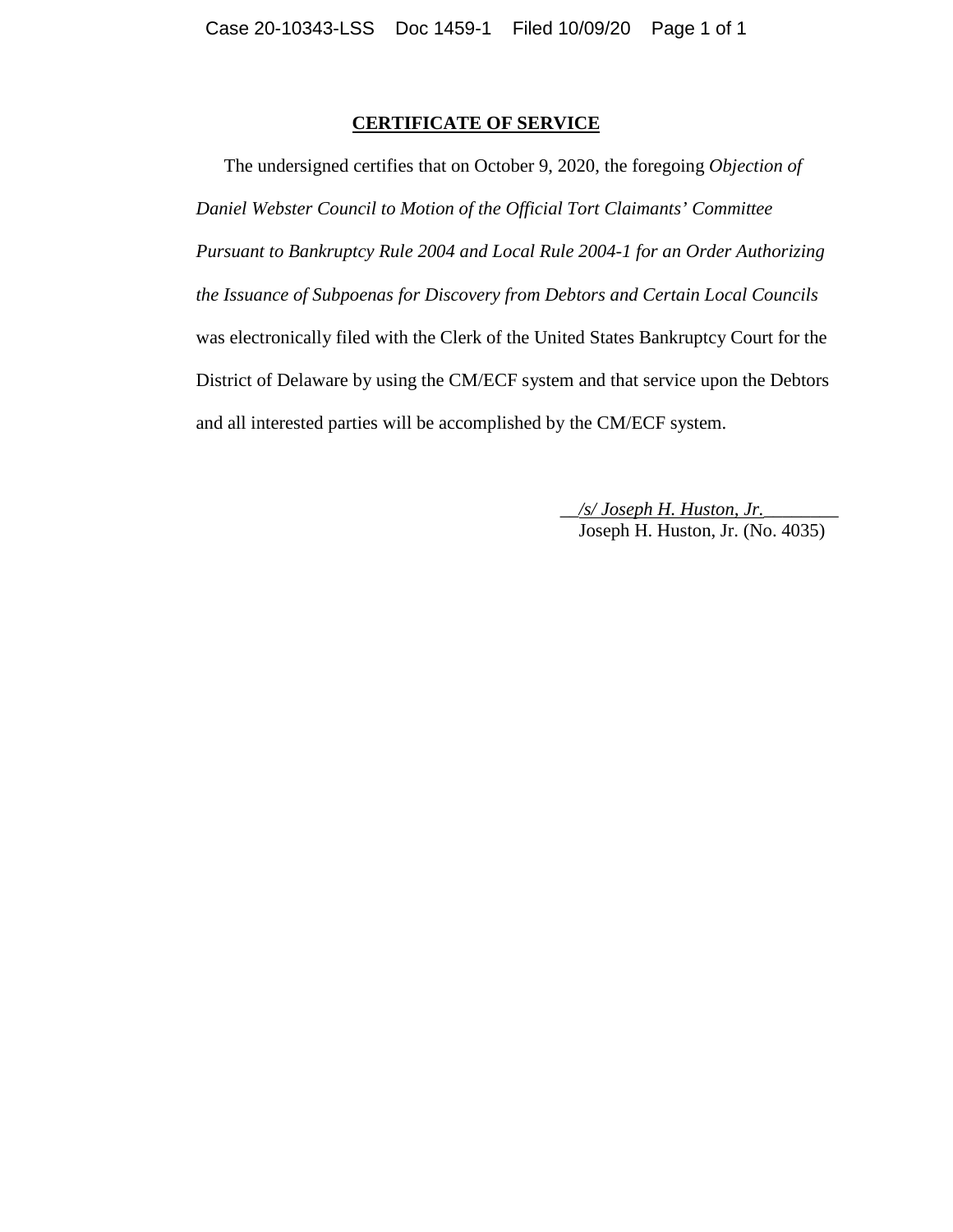**CERTIFICATE OF SERVICE**

The undersigned certifies that on October 9, 2020, the foregoing *Objection of Daniel Webster Council to Motion of the Official Tort Claimants' Committee Pursuant to Bankruptcy Rule 2004 and Local Rule 2004-1 for an Order Authorizing the Issuance of Subpoenas for Discovery from Debtors and Certain Local Councils* was electronically filed with the Clerk of the United States Bankruptcy Court for the District of Delaware by using the CM/ECF system and that service upon the Debtors and all interested parties will be accomplished by the CM/ECF system.

*/s/ Joseph H. Huston, Jr.*
Joseph H. Huston, Jr. (No. 4035)